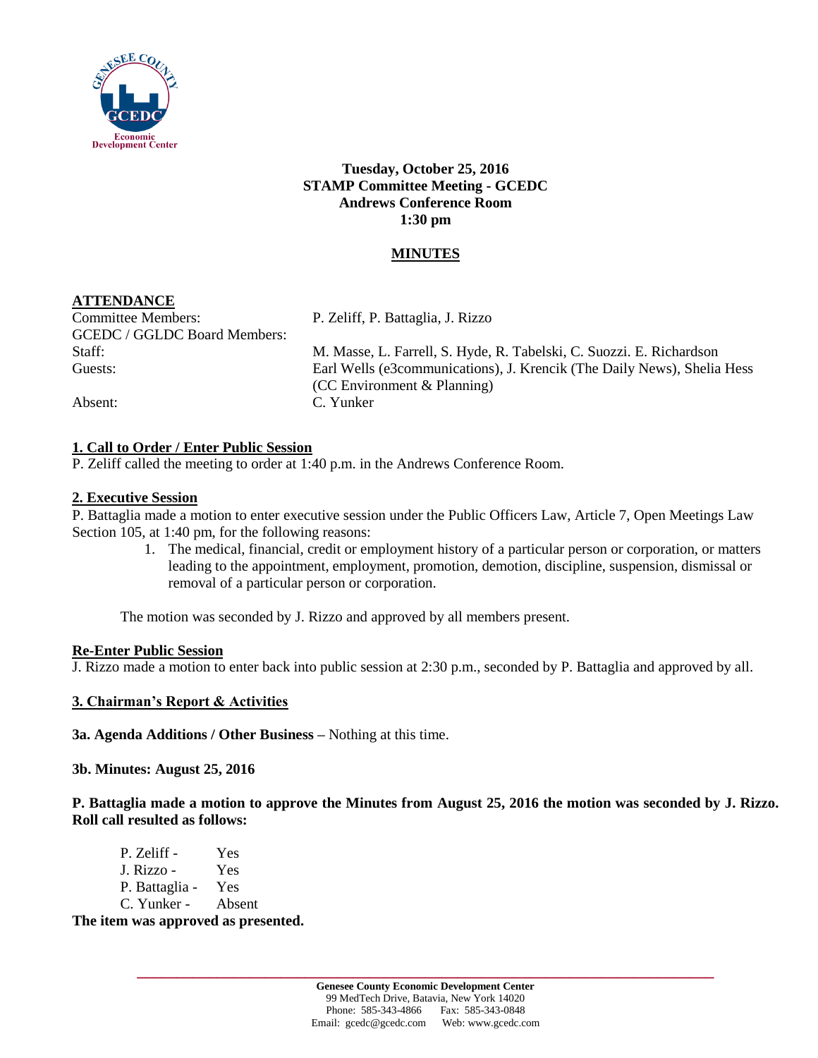**Tuesday, October 25, 2016**
**STAMP Committee Meeting - GCEDC**
**Andrews Conference Room**
**1:30 pm**

## MINUTES

**ATTENDANCE**

| | |
|---|---|
| Committee Members: | P. Zeliff, P. Battaglia, J. Rizzo |
| GCEDC / GGLDC Board Members: | |
| Staff: | M. Masse, L. Farrell, S. Hyde, R. Tabelski, C. Suozzi. E. Richardson |
| Guests: | Earl Wells (e3communications), J. Krencik (The Daily News), Shelia Hess (CC Environment & Planning) |
| Absent: | C. Yunker |

**1. Call to Order / Enter Public Session**

P. Zeliff called the meeting to order at 1:40 p.m. in the Andrews Conference Room.

**2. Executive Session**

P. Battaglia made a motion to enter executive session under the Public Officers Law, Article 7, Open Meetings Law Section 105, at 1:40 pm, for the following reasons:

1. The medical, financial, credit or employment history of a particular person or corporation, or matters leading to the appointment, employment, promotion, demotion, discipline, suspension, dismissal or removal of a particular person or corporation.

The motion was seconded by J. Rizzo and approved by all members present.

**Re-Enter Public Session**

J. Rizzo made a motion to enter back into public session at 2:30 p.m., seconded by P. Battaglia and approved by all.

**3. Chairman's Report & Activities**

**3a. Agenda Additions / Other Business** – Nothing at this time.

**3b. Minutes: August 25, 2016**

**P. Battaglia made a motion to approve the Minutes from August 25, 2016 the motion was seconded by J. Rizzo. Roll call resulted as follows:**

P. Zeliff - Yes
J. Rizzo - Yes
P. Battaglia - Yes
C. Yunker - Absent

**The item was approved as presented.**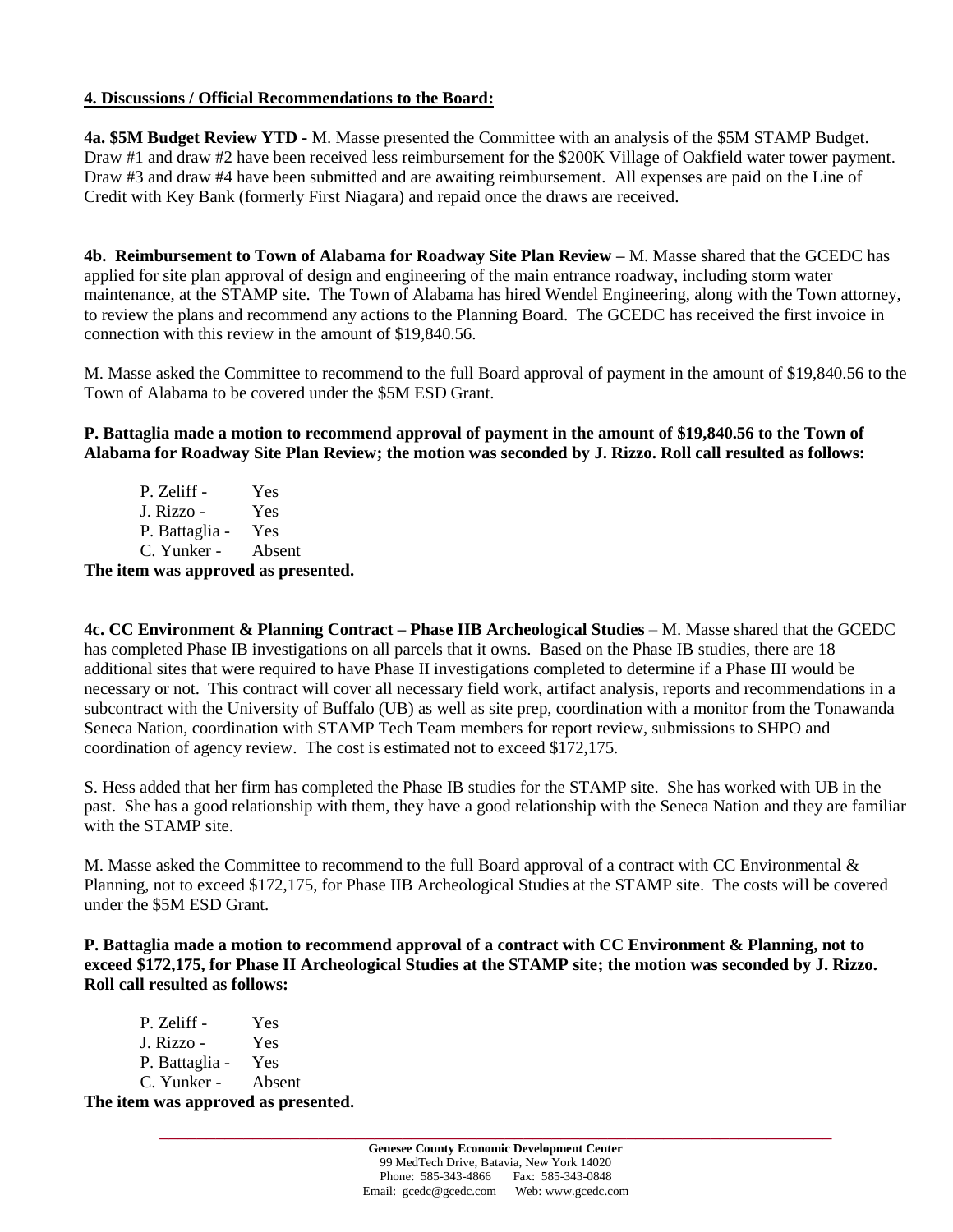**4. Discussions / Official Recommendations to the Board:**

**4a. $5M Budget Review YTD -** M. Masse presented the Committee with an analysis of the $5M STAMP Budget. Draw #1 and draw #2 have been received less reimbursement for the $200K Village of Oakfield water tower payment. Draw #3 and draw #4 have been submitted and are awaiting reimbursement. All expenses are paid on the Line of Credit with Key Bank (formerly First Niagara) and repaid once the draws are received.

**4b. Reimbursement to Town of Alabama for Roadway Site Plan Review –** M. Masse shared that the GCEDC has applied for site plan approval of design and engineering of the main entrance roadway, including storm water maintenance, at the STAMP site. The Town of Alabama has hired Wendel Engineering, along with the Town attorney, to review the plans and recommend any actions to the Planning Board. The GCEDC has received the first invoice in connection with this review in the amount of $19,840.56.

M. Masse asked the Committee to recommend to the full Board approval of payment in the amount of $19,840.56 to the Town of Alabama to be covered under the $5M ESD Grant.

**P. Battaglia made a motion to recommend approval of payment in the amount of $19,840.56 to the Town of Alabama for Roadway Site Plan Review; the motion was seconded by J. Rizzo. Roll call resulted as follows:**

P. Zeliff - Yes
J. Rizzo - Yes
P. Battaglia - Yes
C. Yunker - Absent

**The item was approved as presented.**

**4c. CC Environment & Planning Contract – Phase IIB Archeological Studies** – M. Masse shared that the GCEDC has completed Phase IB investigations on all parcels that it owns. Based on the Phase IB studies, there are 18 additional sites that were required to have Phase II investigations completed to determine if a Phase III would be necessary or not. This contract will cover all necessary field work, artifact analysis, reports and recommendations in a subcontract with the University of Buffalo (UB) as well as site prep, coordination with a monitor from the Tonawanda Seneca Nation, coordination with STAMP Tech Team members for report review, submissions to SHPO and coordination of agency review. The cost is estimated not to exceed $172,175.

S. Hess added that her firm has completed the Phase IB studies for the STAMP site. She has worked with UB in the past. She has a good relationship with them, they have a good relationship with the Seneca Nation and they are familiar with the STAMP site.

M. Masse asked the Committee to recommend to the full Board approval of a contract with CC Environmental & Planning, not to exceed $172,175, for Phase IIB Archeological Studies at the STAMP site. The costs will be covered under the $5M ESD Grant.

**P. Battaglia made a motion to recommend approval of a contract with CC Environment & Planning, not to exceed $172,175, for Phase II Archeological Studies at the STAMP site; the motion was seconded by J. Rizzo. Roll call resulted as follows:**

P. Zeliff - Yes
J. Rizzo - Yes
P. Battaglia - Yes
C. Yunker - Absent

**The item was approved as presented.**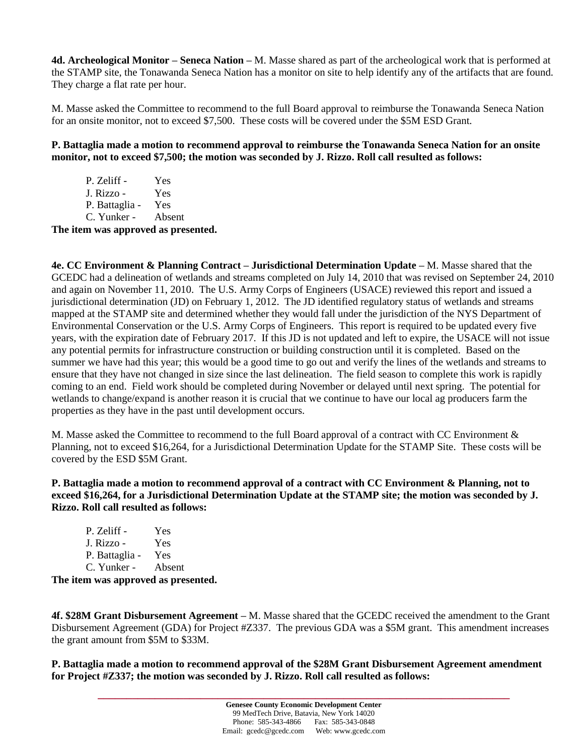**4d. Archeological Monitor – Seneca Nation –** M. Masse shared as part of the archeological work that is performed at the STAMP site, the Tonawanda Seneca Nation has a monitor on site to help identify any of the artifacts that are found. They charge a flat rate per hour.

M. Masse asked the Committee to recommend to the full Board approval to reimburse the Tonawanda Seneca Nation for an onsite monitor, not to exceed $7,500. These costs will be covered under the $5M ESD Grant.

**P. Battaglia made a motion to recommend approval to reimburse the Tonawanda Seneca Nation for an onsite monitor, not to exceed $7,500; the motion was seconded by J. Rizzo. Roll call resulted as follows:**

P. Zeliff - Yes
J. Rizzo - Yes
P. Battaglia - Yes
C. Yunker - Absent

**The item was approved as presented.**

**4e. CC Environment & Planning Contract – Jurisdictional Determination Update –** M. Masse shared that the GCEDC had a delineation of wetlands and streams completed on July 14, 2010 that was revised on September 24, 2010 and again on November 11, 2010. The U.S. Army Corps of Engineers (USACE) reviewed this report and issued a jurisdictional determination (JD) on February 1, 2012. The JD identified regulatory status of wetlands and streams mapped at the STAMP site and determined whether they would fall under the jurisdiction of the NYS Department of Environmental Conservation or the U.S. Army Corps of Engineers. This report is required to be updated every five years, with the expiration date of February 2017. If this JD is not updated and left to expire, the USACE will not issue any potential permits for infrastructure construction or building construction until it is completed. Based on the summer we have had this year; this would be a good time to go out and verify the lines of the wetlands and streams to ensure that they have not changed in size since the last delineation. The field season to complete this work is rapidly coming to an end. Field work should be completed during November or delayed until next spring. The potential for wetlands to change/expand is another reason it is crucial that we continue to have our local ag producers farm the properties as they have in the past until development occurs.

M. Masse asked the Committee to recommend to the full Board approval of a contract with CC Environment & Planning, not to exceed $16,264, for a Jurisdictional Determination Update for the STAMP Site. These costs will be covered by the ESD $5M Grant.

**P. Battaglia made a motion to recommend approval of a contract with CC Environment & Planning, not to exceed $16,264, for a Jurisdictional Determination Update at the STAMP site; the motion was seconded by J. Rizzo. Roll call resulted as follows:**

P. Zeliff - Yes
J. Rizzo - Yes
P. Battaglia - Yes
C. Yunker - Absent

**The item was approved as presented.**

**4f. $28M Grant Disbursement Agreement –** M. Masse shared that the GCEDC received the amendment to the Grant Disbursement Agreement (GDA) for Project #Z337. The previous GDA was a $5M grant. This amendment increases the grant amount from $5M to $33M.

**P. Battaglia made a motion to recommend approval of the $28M Grant Disbursement Agreement amendment for Project #Z337; the motion was seconded by J. Rizzo. Roll call resulted as follows:**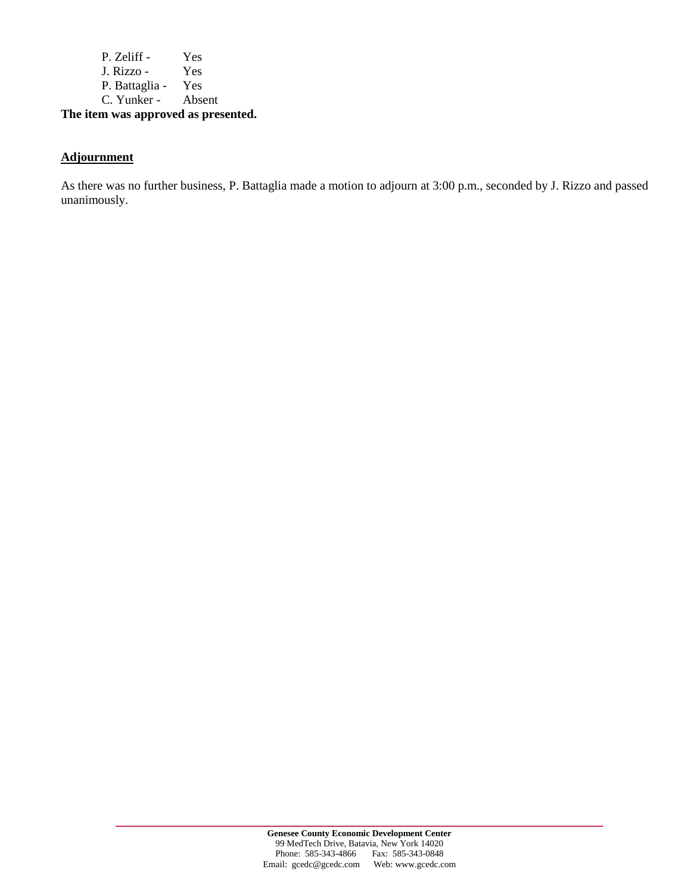P. Zeliff - Yes
J. Rizzo - Yes
P. Battaglia - Yes
C. Yunker - Absent

**The item was approved as presented.**

## Adjournment

As there was no further business, P. Battaglia made a motion to adjourn at 3:00 p.m., seconded by J. Rizzo and passed unanimously.